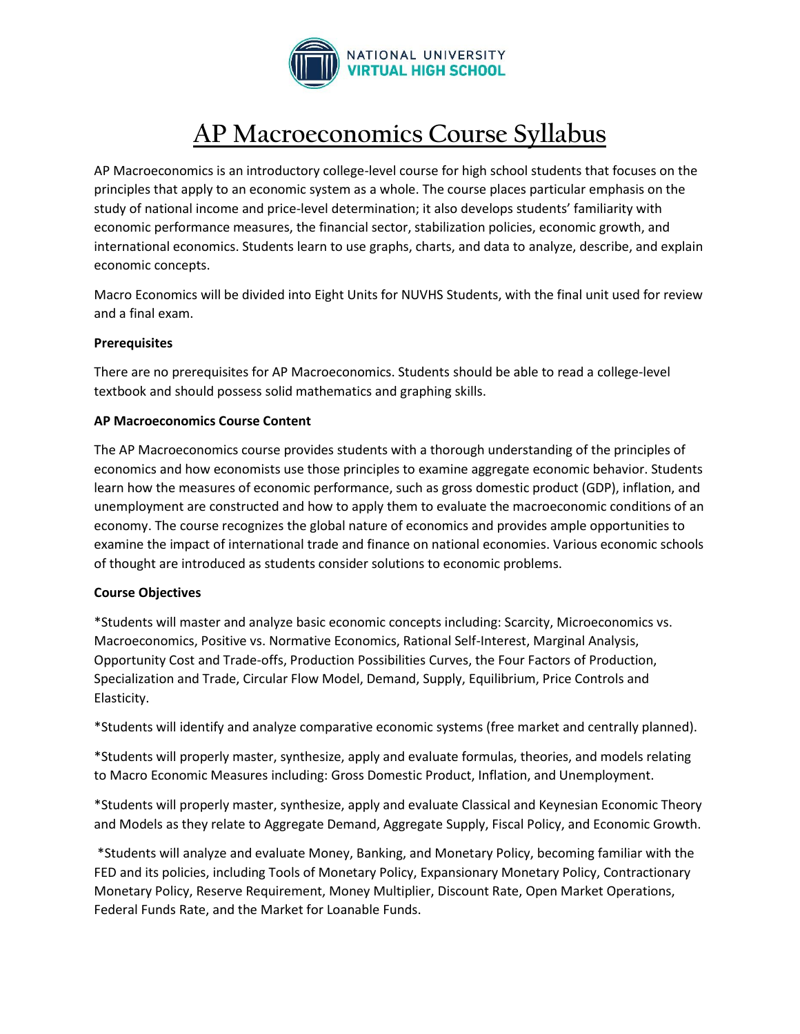NATIONAL UNIVERSITY
VIRTUAL HIGH SCHOOL

# AP Macroeconomics Course Syllabus

AP Macroeconomics is an introductory college-level course for high school students that focuses on the principles that apply to an economic system as a whole. The course places particular emphasis on the study of national income and price-level determination; it also develops students' familiarity with economic performance measures, the financial sector, stabilization policies, economic growth, and international economics. Students learn to use graphs, charts, and data to analyze, describe, and explain economic concepts.

Macro Economics will be divided into Eight Units for NUVHS Students, with the final unit used for review and a final exam.

**Prerequisites**

There are no prerequisites for AP Macroeconomics. Students should be able to read a college-level textbook and should possess solid mathematics and graphing skills.

**AP Macroeconomics Course Content**

The AP Macroeconomics course provides students with a thorough understanding of the principles of economics and how economists use those principles to examine aggregate economic behavior. Students learn how the measures of economic performance, such as gross domestic product (GDP), inflation, and unemployment are constructed and how to apply them to evaluate the macroeconomic conditions of an economy. The course recognizes the global nature of economics and provides ample opportunities to examine the impact of international trade and finance on national economies. Various economic schools of thought are introduced as students consider solutions to economic problems.

**Course Objectives**

*Students will master and analyze basic economic concepts including: Scarcity, Microeconomics vs. Macroeconomics, Positive vs. Normative Economics, Rational Self-Interest, Marginal Analysis, Opportunity Cost and Trade-offs, Production Possibilities Curves, the Four Factors of Production, Specialization and Trade, Circular Flow Model, Demand, Supply, Equilibrium, Price Controls and Elasticity.

*Students will identify and analyze comparative economic systems (free market and centrally planned).

*Students will properly master, synthesize, apply and evaluate formulas, theories, and models relating to Macro Economic Measures including: Gross Domestic Product, Inflation, and Unemployment.

*Students will properly master, synthesize, apply and evaluate Classical and Keynesian Economic Theory and Models as they relate to Aggregate Demand, Aggregate Supply, Fiscal Policy, and Economic Growth.

*Students will analyze and evaluate Money, Banking, and Monetary Policy, becoming familiar with the FED and its policies, including Tools of Monetary Policy, Expansionary Monetary Policy, Contractionary Monetary Policy, Reserve Requirement, Money Multiplier, Discount Rate, Open Market Operations, Federal Funds Rate, and the Market for Loanable Funds.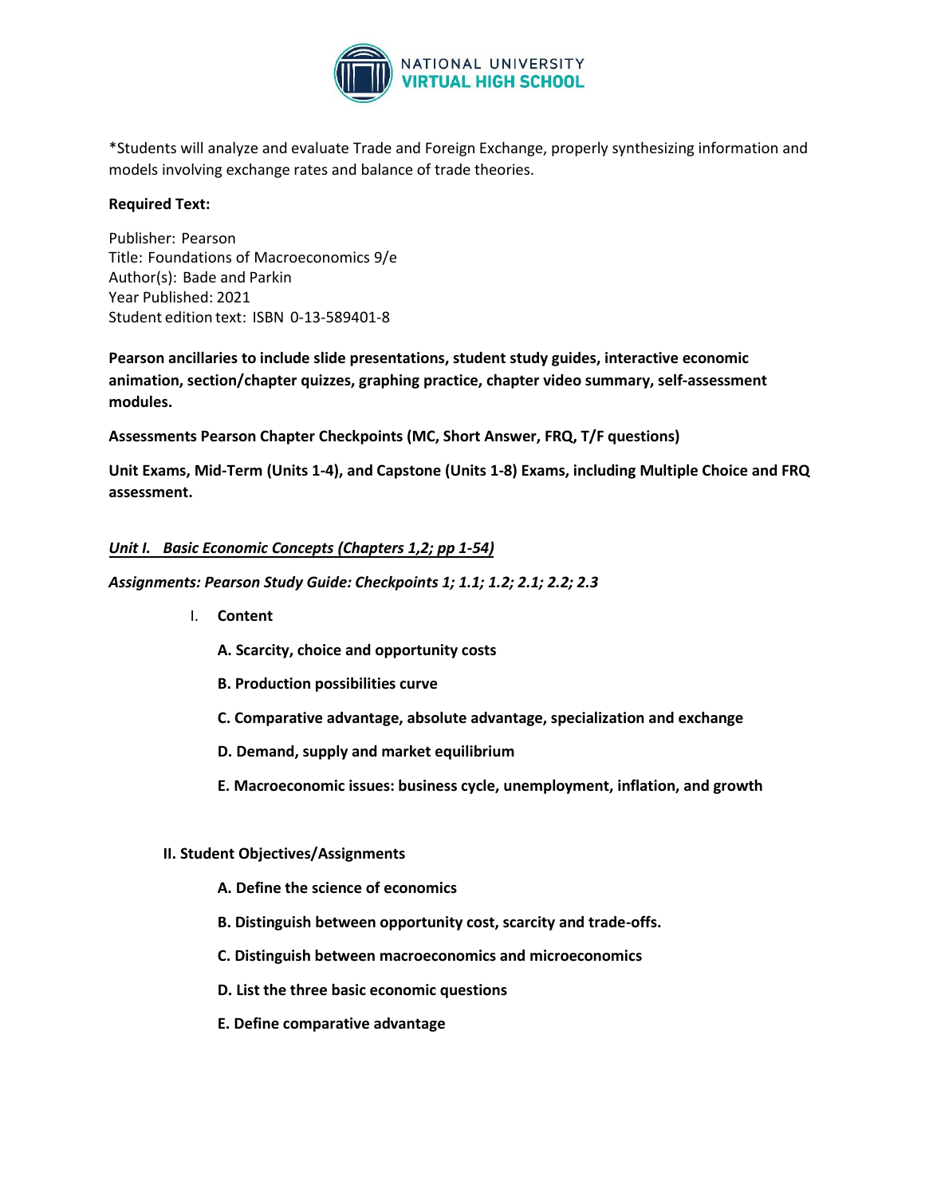*Students will analyze and evaluate Trade and Foreign Exchange, properly synthesizing information and models involving exchange rates and balance of trade theories.

**Required Text:**

Publisher: Pearson
Title: Foundations of Macroeconomics 9/e
Author(s): Bade and Parkin
Year Published: 2021
Student edition text: ISBN 0-13-589401-8

**Pearson ancillaries to include slide presentations, student study guides, interactive economic animation, section/chapter quizzes, graphing practice, chapter video summary, self-assessment modules.**

**Assessments Pearson Chapter Checkpoints (MC, Short Answer, FRQ, T/F questions)**

**Unit Exams, Mid-Term (Units 1-4), and Capstone (Units 1-8) Exams, including Multiple Choice and FRQ assessment.**

***Unit I. Basic Economic Concepts (Chapters 1,2; pp 1-54)***

***Assignments: Pearson Study Guide: Checkpoints 1; 1.1; 1.2; 2.1; 2.2; 2.3***

I. **Content**

**A. Scarcity, choice and opportunity costs**

**B. Production possibilities curve**

**C. Comparative advantage, absolute advantage, specialization and exchange**

**D. Demand, supply and market equilibrium**

**E. Macroeconomic issues: business cycle, unemployment, inflation, and growth**

**II. Student Objectives/Assignments**

**A. Define the science of economics**

**B. Distinguish between opportunity cost, scarcity and trade-offs.**

**C. Distinguish between macroeconomics and microeconomics**

**D. List the three basic economic questions**

**E. Define comparative advantage**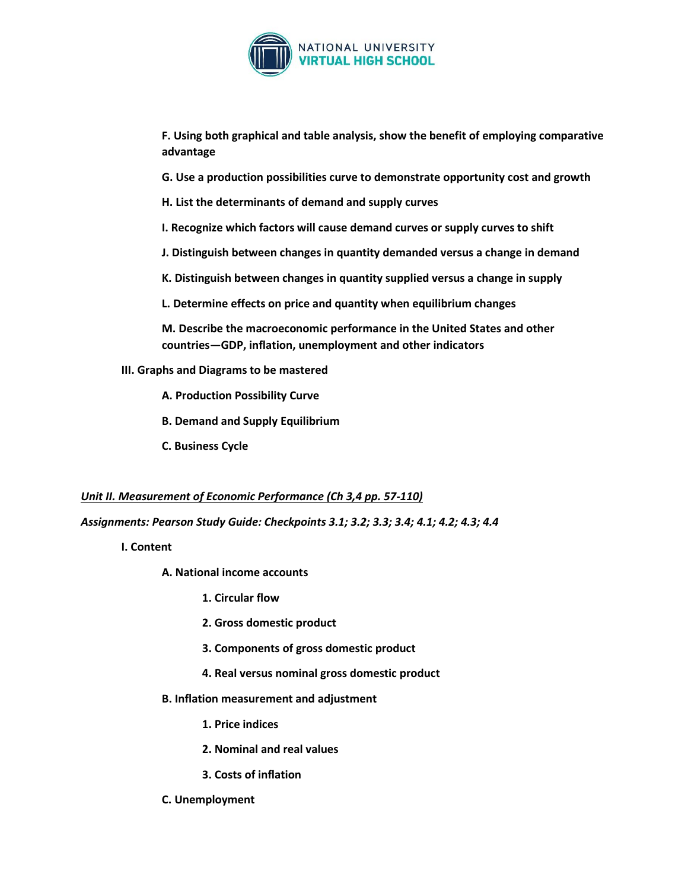**F. Using both graphical and table analysis, show the benefit of employing comparative advantage**

**G. Use a production possibilities curve to demonstrate opportunity cost and growth**

**H. List the determinants of demand and supply curves**

**I. Recognize which factors will cause demand curves or supply curves to shift**

**J. Distinguish between changes in quantity demanded versus a change in demand**

**K. Distinguish between changes in quantity supplied versus a change in supply**

**L. Determine effects on price and quantity when equilibrium changes**

**M. Describe the macroeconomic performance in the United States and other countries—GDP, inflation, unemployment and other indicators**

**III. Graphs and Diagrams to be mastered**

**A. Production Possibility Curve**

**B. Demand and Supply Equilibrium**

**C. Business Cycle**

***Unit II. Measurement of Economic Performance (Ch 3,4 pp. 57-110)***

***Assignments: Pearson Study Guide: Checkpoints 3.1; 3.2; 3.3; 3.4; 4.1; 4.2; 4.3; 4.4***

**I. Content**

**A. National income accounts**

**1. Circular flow**

**2. Gross domestic product**

**3. Components of gross domestic product**

**4. Real versus nominal gross domestic product**

**B. Inflation measurement and adjustment**

**1. Price indices**

**2. Nominal and real values**

**3. Costs of inflation**

**C. Unemployment**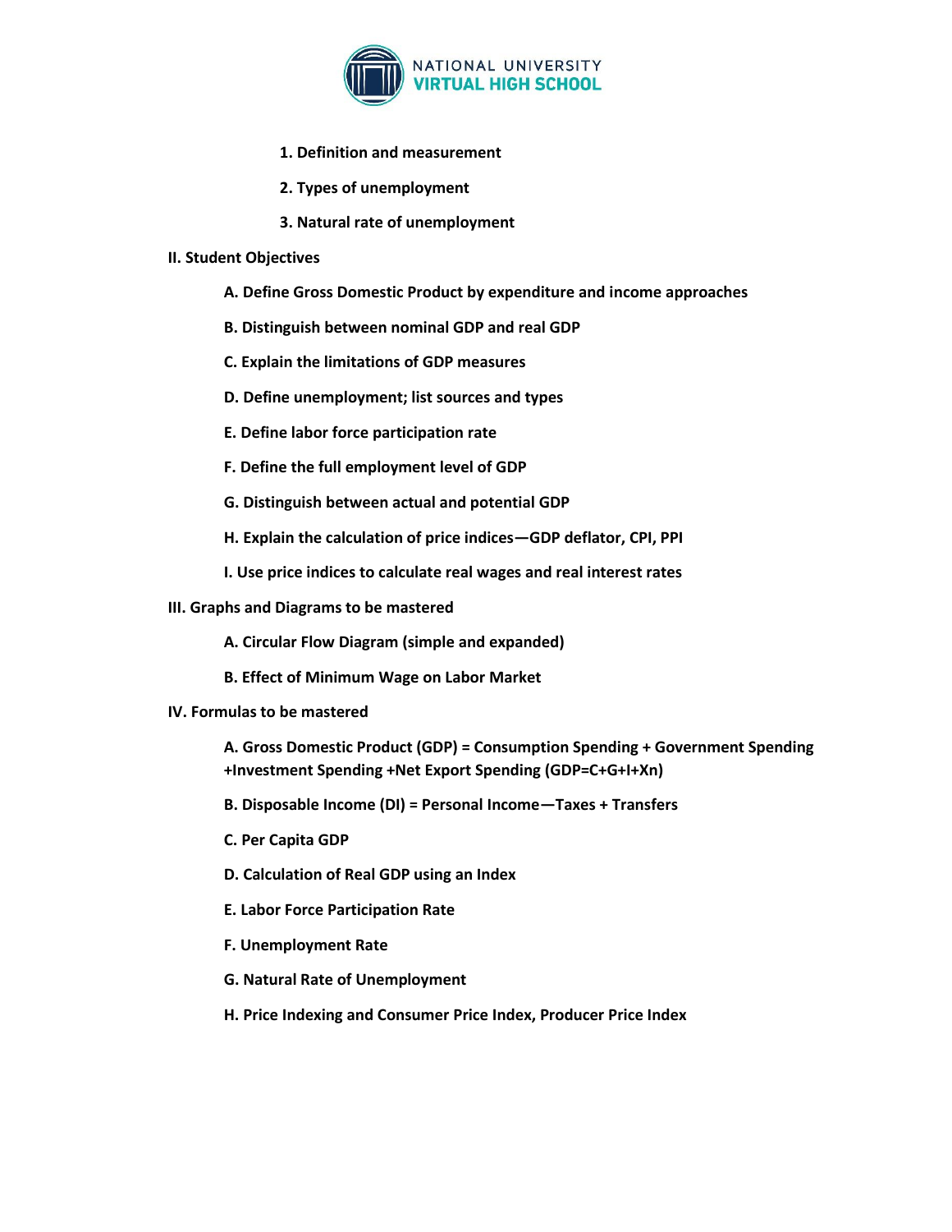1. **Definition and measurement**
2. **Types of unemployment**
3. **Natural rate of unemployment**

**II. Student Objectives**

- **A. Define Gross Domestic Product by expenditure and income approaches**
- **B. Distinguish between nominal GDP and real GDP**
- **C. Explain the limitations of GDP measures**
- **D. Define unemployment; list sources and types**
- **E. Define labor force participation rate**
- **F. Define the full employment level of GDP**
- **G. Distinguish between actual and potential GDP**
- **H. Explain the calculation of price indices—GDP deflator, CPI, PPI**
- **I. Use price indices to calculate real wages and real interest rates**

**III. Graphs and Diagrams to be mastered**

- **A. Circular Flow Diagram (simple and expanded)**
- **B. Effect of Minimum Wage on Labor Market**

**IV. Formulas to be mastered**

- **A. Gross Domestic Product (GDP) = Consumption Spending + Government Spending +Investment Spending +Net Export Spending (GDP=C+G+I+Xn)**
- **B. Disposable Income (DI) = Personal Income—Taxes + Transfers**
- **C. Per Capita GDP**
- **D. Calculation of Real GDP using an Index**
- **E. Labor Force Participation Rate**
- **F. Unemployment Rate**
- **G. Natural Rate of Unemployment**
- **H. Price Indexing and Consumer Price Index, Producer Price Index**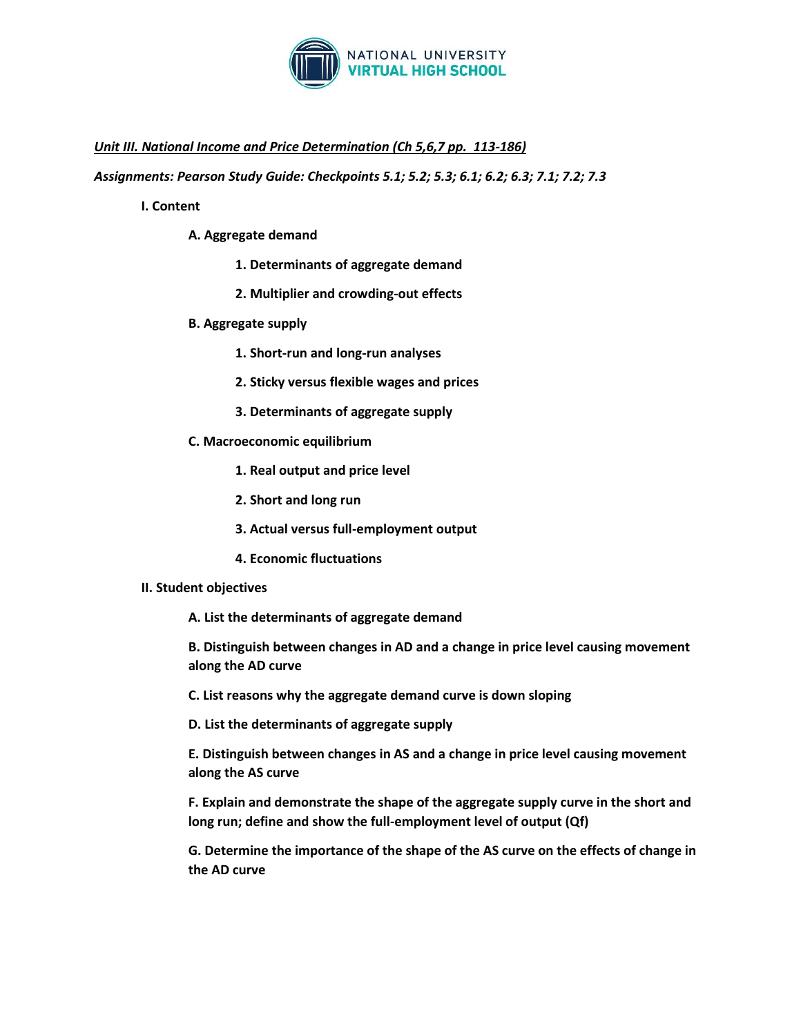***Unit III. National Income and Price Determination (Ch 5,6,7 pp. 113-186)***

***Assignments: Pearson Study Guide: Checkpoints 5.1; 5.2; 5.3; 6.1; 6.2; 6.3; 7.1; 7.2; 7.3***

**I. Content**

**A. Aggregate demand**

**1. Determinants of aggregate demand**

**2. Multiplier and crowding-out effects**

**B. Aggregate supply**

**1. Short-run and long-run analyses**

**2. Sticky versus flexible wages and prices**

**3. Determinants of aggregate supply**

**C. Macroeconomic equilibrium**

**1. Real output and price level**

**2. Short and long run**

**3. Actual versus full-employment output**

**4. Economic fluctuations**

**II. Student objectives**

**A. List the determinants of aggregate demand**

**B. Distinguish between changes in AD and a change in price level causing movement along the AD curve**

**C. List reasons why the aggregate demand curve is down sloping**

**D. List the determinants of aggregate supply**

**E. Distinguish between changes in AS and a change in price level causing movement along the AS curve**

**F. Explain and demonstrate the shape of the aggregate supply curve in the short and long run; define and show the full-employment level of output (Qf)**

**G. Determine the importance of the shape of the AS curve on the effects of change in the AD curve**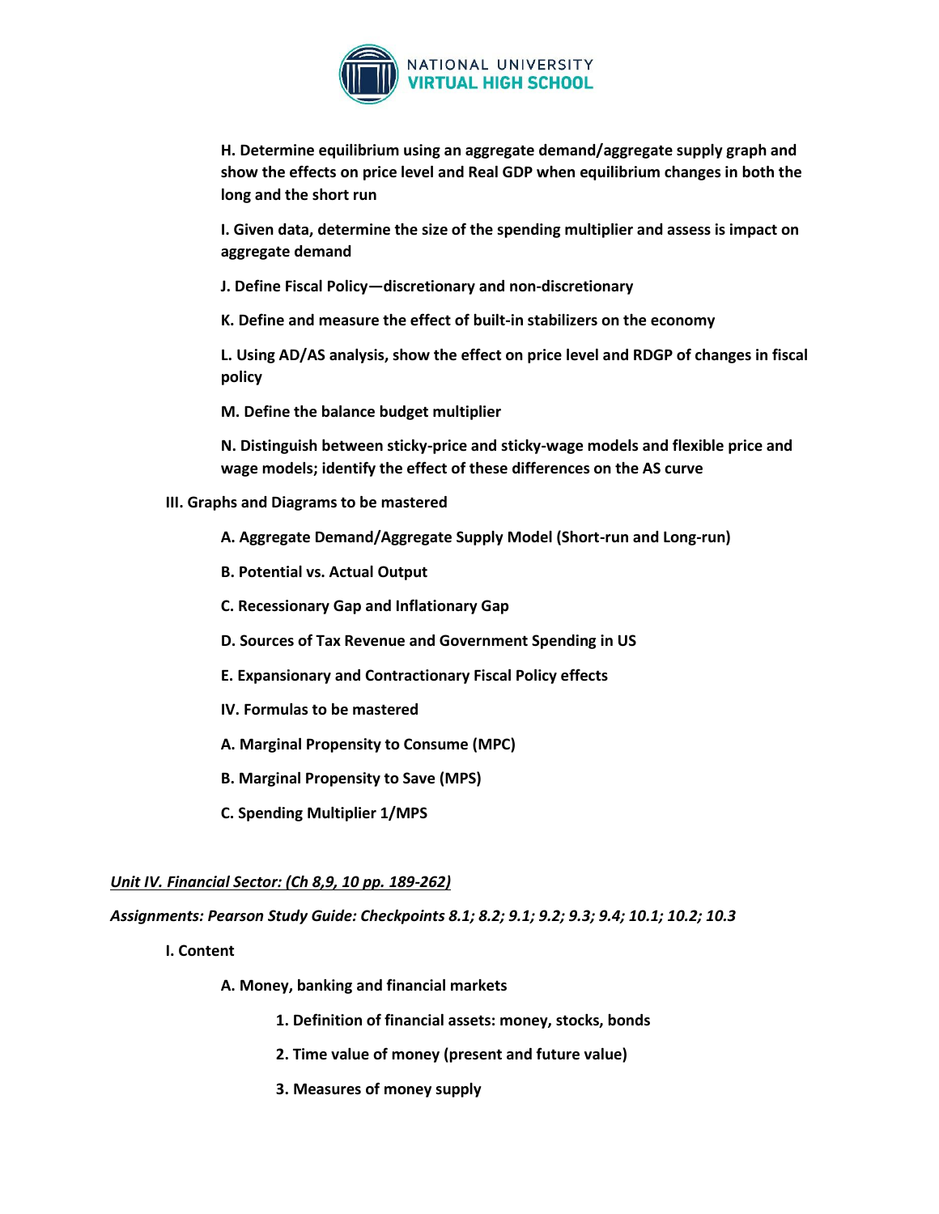**H. Determine equilibrium using an aggregate demand/aggregate supply graph and show the effects on price level and Real GDP when equilibrium changes in both the long and the short run**

**I. Given data, determine the size of the spending multiplier and assess is impact on aggregate demand**

**J. Define Fiscal Policy—discretionary and non-discretionary**

**K. Define and measure the effect of built-in stabilizers on the economy**

**L. Using AD/AS analysis, show the effect on price level and RDGP of changes in fiscal policy**

**M. Define the balance budget multiplier**

**N. Distinguish between sticky-price and sticky-wage models and flexible price and wage models; identify the effect of these differences on the AS curve**

**III. Graphs and Diagrams to be mastered**

**A. Aggregate Demand/Aggregate Supply Model (Short-run and Long-run)**

**B. Potential vs. Actual Output**

**C. Recessionary Gap and Inflationary Gap**

**D. Sources of Tax Revenue and Government Spending in US**

**E. Expansionary and Contractionary Fiscal Policy effects**

**IV. Formulas to be mastered**

**A. Marginal Propensity to Consume (MPC)**

**B. Marginal Propensity to Save (MPS)**

**C. Spending Multiplier 1/MPS**

***Unit IV. Financial Sector: (Ch 8,9, 10 pp. 189-262)***

***Assignments: Pearson Study Guide: Checkpoints 8.1; 8.2; 9.1; 9.2; 9.3; 9.4; 10.1; 10.2; 10.3***

**I. Content**

**A. Money, banking and financial markets**

**1. Definition of financial assets: money, stocks, bonds**

**2. Time value of money (present and future value)**

**3. Measures of money supply**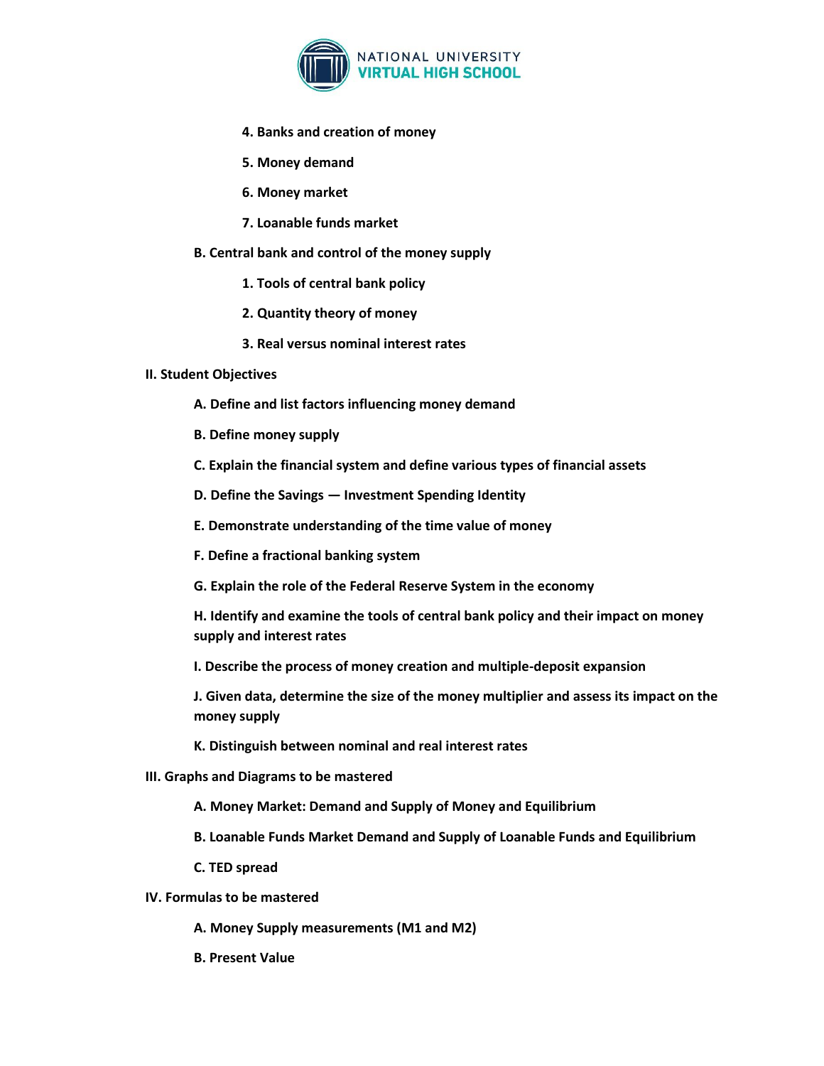4. **Banks and creation of money**
5. **Money demand**
6. **Money market**
7. **Loanable funds market**

**B. Central bank and control of the money supply**

1. **Tools of central bank policy**
2. **Quantity theory of money**
3. **Real versus nominal interest rates**

## II. Student Objectives

**A. Define and list factors influencing money demand**

**B. Define money supply**

**C. Explain the financial system and define various types of financial assets**

**D. Define the Savings — Investment Spending Identity**

**E. Demonstrate understanding of the time value of money**

**F. Define a fractional banking system**

**G. Explain the role of the Federal Reserve System in the economy**

**H. Identify and examine the tools of central bank policy and their impact on money supply and interest rates**

**I. Describe the process of money creation and multiple-deposit expansion**

**J. Given data, determine the size of the money multiplier and assess its impact on the money supply**

**K. Distinguish between nominal and real interest rates**

## III. Graphs and Diagrams to be mastered

**A. Money Market: Demand and Supply of Money and Equilibrium**

**B. Loanable Funds Market Demand and Supply of Loanable Funds and Equilibrium**

**C. TED spread**

## IV. Formulas to be mastered

**A. Money Supply measurements (M1 and M2)**

**B. Present Value**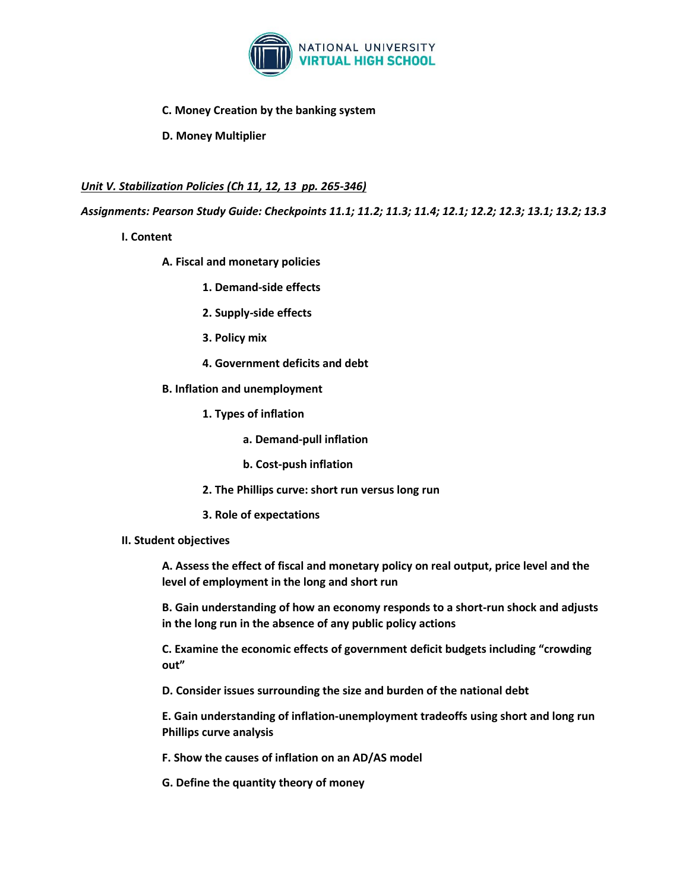**C. Money Creation by the banking system**

**D. Money Multiplier**

***<u>Unit V. Stabilization Policies (Ch 11, 12, 13 pp. 265-346)</u>***

***Assignments: Pearson Study Guide: Checkpoints 11.1; 11.2; 11.3; 11.4; 12.1; 12.2; 12.3; 13.1; 13.2; 13.3***

**I. Content**

**A. Fiscal and monetary policies**

**1. Demand-side effects**

**2. Supply-side effects**

**3. Policy mix**

**4. Government deficits and debt**

**B. Inflation and unemployment**

**1. Types of inflation**

**a. Demand-pull inflation**

**b. Cost-push inflation**

**2. The Phillips curve: short run versus long run**

**3. Role of expectations**

**II. Student objectives**

**A. Assess the effect of fiscal and monetary policy on real output, price level and the level of employment in the long and short run**

**B. Gain understanding of how an economy responds to a short-run shock and adjusts in the long run in the absence of any public policy actions**

**C. Examine the economic effects of government deficit budgets including "crowding out"**

**D. Consider issues surrounding the size and burden of the national debt**

**E. Gain understanding of inflation-unemployment tradeoffs using short and long run Phillips curve analysis**

**F. Show the causes of inflation on an AD/AS model**

**G. Define the quantity theory of money**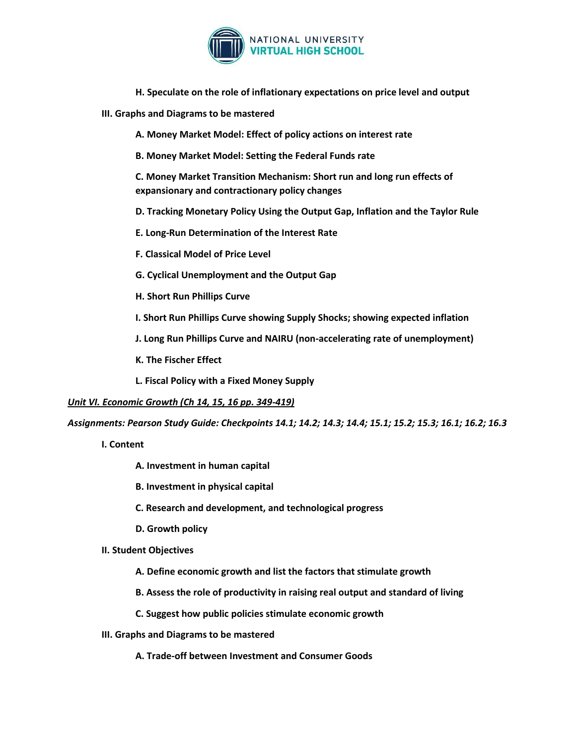**H. Speculate on the role of inflationary expectations on price level and output**

**III. Graphs and Diagrams to be mastered**

**A. Money Market Model: Effect of policy actions on interest rate**

**B. Money Market Model: Setting the Federal Funds rate**

**C. Money Market Transition Mechanism: Short run and long run effects of expansionary and contractionary policy changes**

**D. Tracking Monetary Policy Using the Output Gap, Inflation and the Taylor Rule**

**E. Long-Run Determination of the Interest Rate**

**F. Classical Model of Price Level**

**G. Cyclical Unemployment and the Output Gap**

**H. Short Run Phillips Curve**

**I. Short Run Phillips Curve showing Supply Shocks; showing expected inflation**

**J. Long Run Phillips Curve and NAIRU (non-accelerating rate of unemployment)**

**K. The Fischer Effect**

**L. Fiscal Policy with a Fixed Money Supply**

***<u>Unit VI. Economic Growth (Ch 14, 15, 16 pp. 349-419)</u>***

***Assignments: Pearson Study Guide: Checkpoints 14.1; 14.2; 14.3; 14.4; 15.1; 15.2; 15.3; 16.1; 16.2; 16.3***

**I. Content**

**A. Investment in human capital**

**B. Investment in physical capital**

**C. Research and development, and technological progress**

**D. Growth policy**

**II. Student Objectives**

**A. Define economic growth and list the factors that stimulate growth**

**B. Assess the role of productivity in raising real output and standard of living**

**C. Suggest how public policies stimulate economic growth**

**III. Graphs and Diagrams to be mastered**

**A. Trade-off between Investment and Consumer Goods**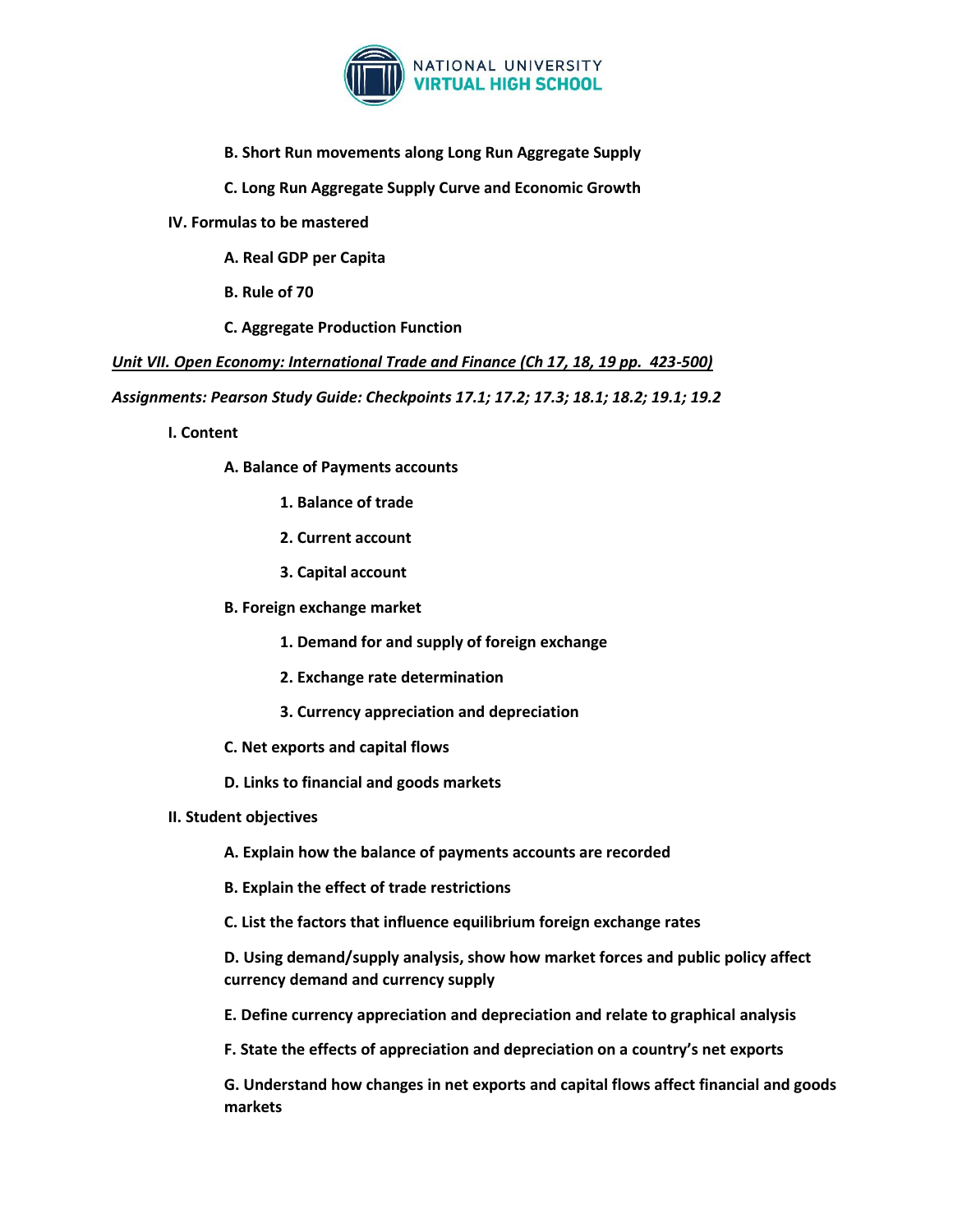**B. Short Run movements along Long Run Aggregate Supply**

**C. Long Run Aggregate Supply Curve and Economic Growth**

**IV. Formulas to be mastered**

**A. Real GDP per Capita**

**B. Rule of 70**

**C. Aggregate Production Function**

***<u>Unit VII. Open Economy: International Trade and Finance (Ch 17, 18, 19 pp. 423-500)</u>***

***Assignments: Pearson Study Guide: Checkpoints 17.1; 17.2; 17.3; 18.1; 18.2; 19.1; 19.2***

**I. Content**

**A. Balance of Payments accounts**

**1. Balance of trade**

**2. Current account**

**3. Capital account**

**B. Foreign exchange market**

**1. Demand for and supply of foreign exchange**

**2. Exchange rate determination**

**3. Currency appreciation and depreciation**

**C. Net exports and capital flows**

**D. Links to financial and goods markets**

**II. Student objectives**

**A. Explain how the balance of payments accounts are recorded**

**B. Explain the effect of trade restrictions**

**C. List the factors that influence equilibrium foreign exchange rates**

**D. Using demand/supply analysis, show how market forces and public policy affect currency demand and currency supply**

**E. Define currency appreciation and depreciation and relate to graphical analysis**

**F. State the effects of appreciation and depreciation on a country's net exports**

**G. Understand how changes in net exports and capital flows affect financial and goods markets**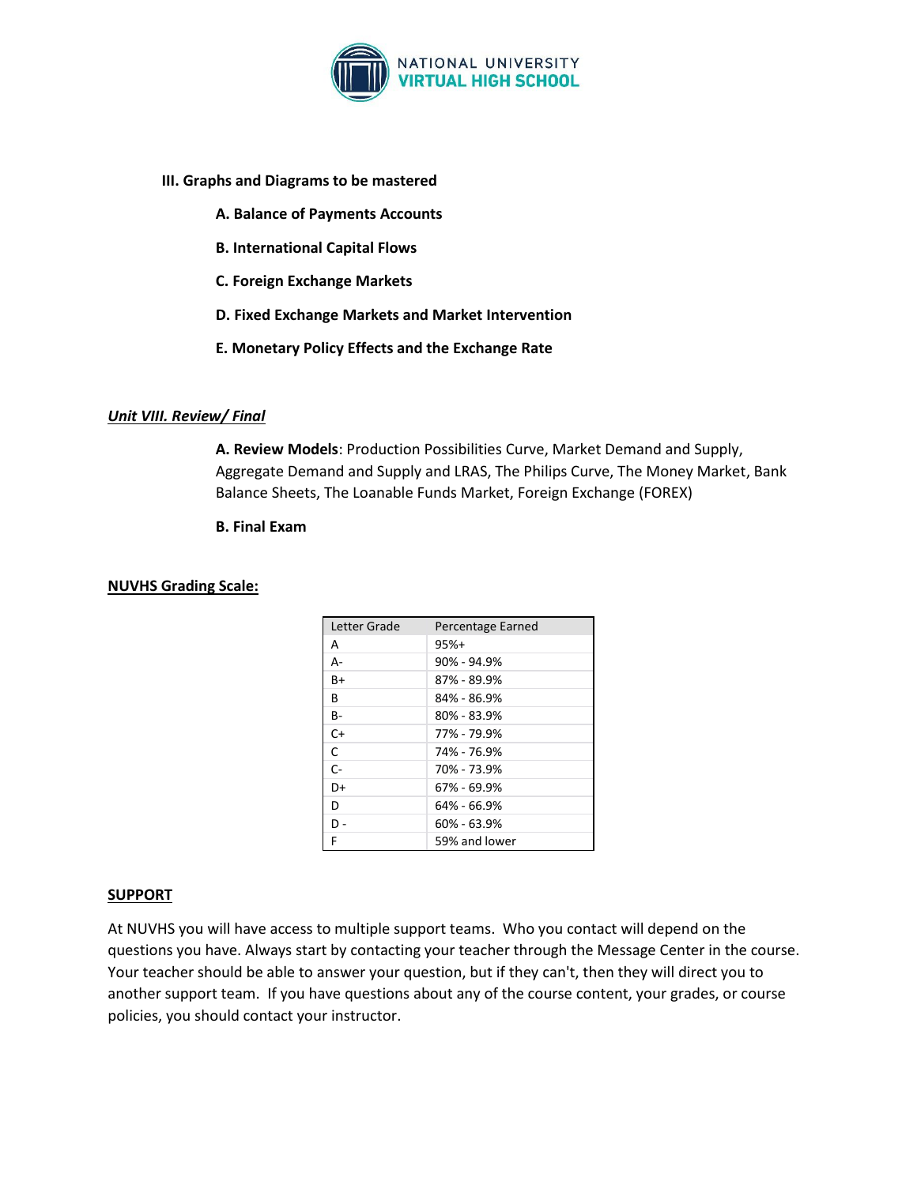**III. Graphs and Diagrams to be mastered**

**A. Balance of Payments Accounts**

**B. International Capital Flows**

**C. Foreign Exchange Markets**

**D. Fixed Exchange Markets and Market Intervention**

**E. Monetary Policy Effects and the Exchange Rate**

***Unit VIII. Review/ Final***

**A. Review Models**: Production Possibilities Curve, Market Demand and Supply, Aggregate Demand and Supply and LRAS, The Philips Curve, The Money Market, Bank Balance Sheets, The Loanable Funds Market, Foreign Exchange (FOREX)

**B. Final Exam**

**NUVHS Grading Scale:**

| Letter Grade | Percentage Earned |
|---|---|
| A | 95%+ |
| A- | 90% - 94.9% |
| B+ | 87% - 89.9% |
| B | 84% - 86.9% |
| B- | 80% - 83.9% |
| C+ | 77% - 79.9% |
| C | 74% - 76.9% |
| C- | 70% - 73.9% |
| D+ | 67% - 69.9% |
| D | 64% - 66.9% |
| D - | 60% - 63.9% |
| F | 59% and lower |

**SUPPORT**

At NUVHS you will have access to multiple support teams. Who you contact will depend on the questions you have. Always start by contacting your teacher through the Message Center in the course. Your teacher should be able to answer your question, but if they can't, then they will direct you to another support team. If you have questions about any of the course content, your grades, or course policies, you should contact your instructor.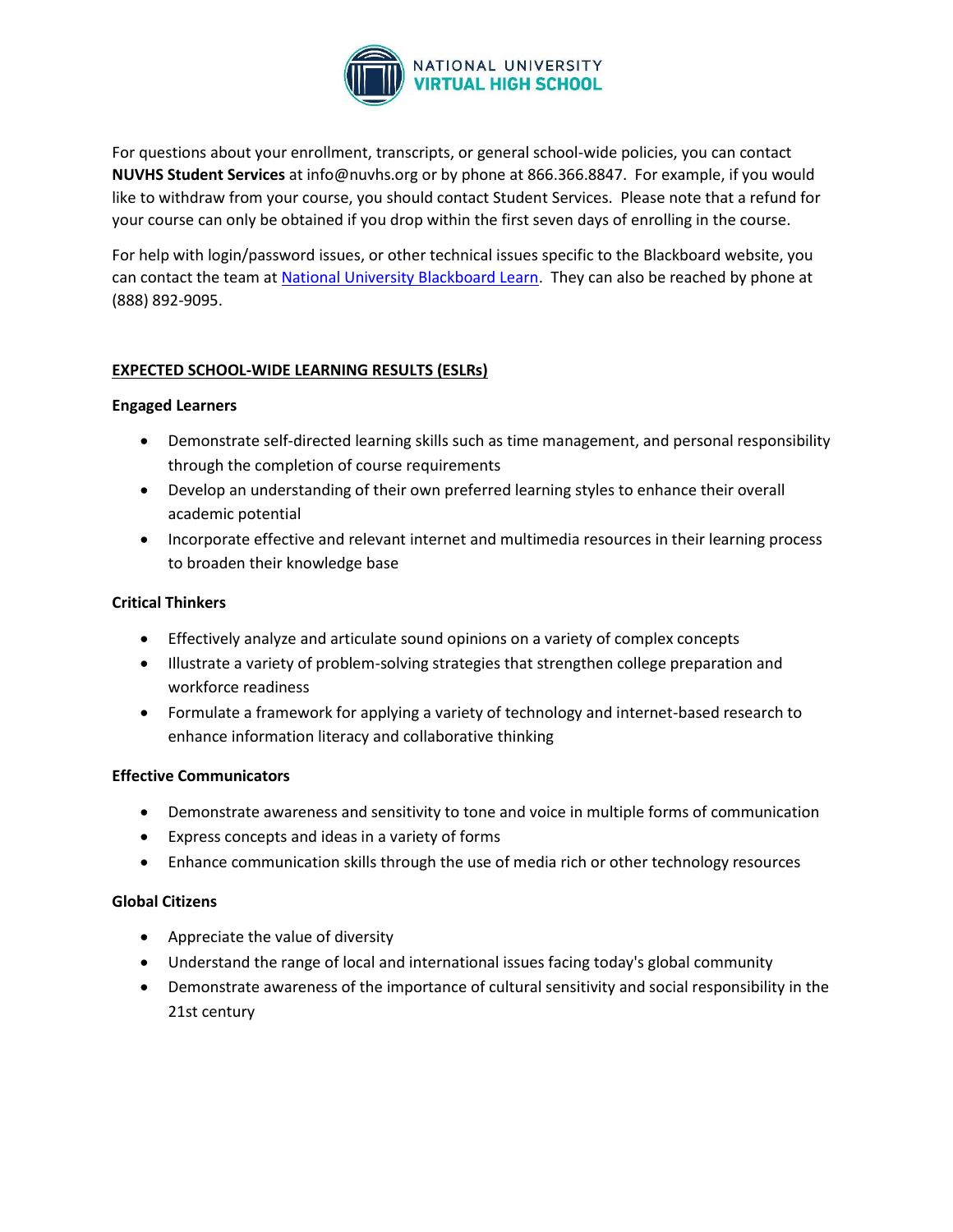For questions about your enrollment, transcripts, or general school-wide policies, you can contact **NUVHS Student Services** at info@nuvhs.org or by phone at 866.366.8847. For example, if you would like to withdraw from your course, you should contact Student Services. Please note that a refund for your course can only be obtained if you drop within the first seven days of enrolling in the course.

For help with login/password issues, or other technical issues specific to the Blackboard website, you can contact the team at National University Blackboard Learn. They can also be reached by phone at (888) 892-9095.

## EXPECTED SCHOOL-WIDE LEARNING RESULTS (ESLRs)

**Engaged Learners**

- Demonstrate self-directed learning skills such as time management, and personal responsibility through the completion of course requirements
- Develop an understanding of their own preferred learning styles to enhance their overall academic potential
- Incorporate effective and relevant internet and multimedia resources in their learning process to broaden their knowledge base

**Critical Thinkers**

- Effectively analyze and articulate sound opinions on a variety of complex concepts
- Illustrate a variety of problem-solving strategies that strengthen college preparation and workforce readiness
- Formulate a framework for applying a variety of technology and internet-based research to enhance information literacy and collaborative thinking

**Effective Communicators**

- Demonstrate awareness and sensitivity to tone and voice in multiple forms of communication
- Express concepts and ideas in a variety of forms
- Enhance communication skills through the use of media rich or other technology resources

**Global Citizens**

- Appreciate the value of diversity
- Understand the range of local and international issues facing today's global community
- Demonstrate awareness of the importance of cultural sensitivity and social responsibility in the 21st century